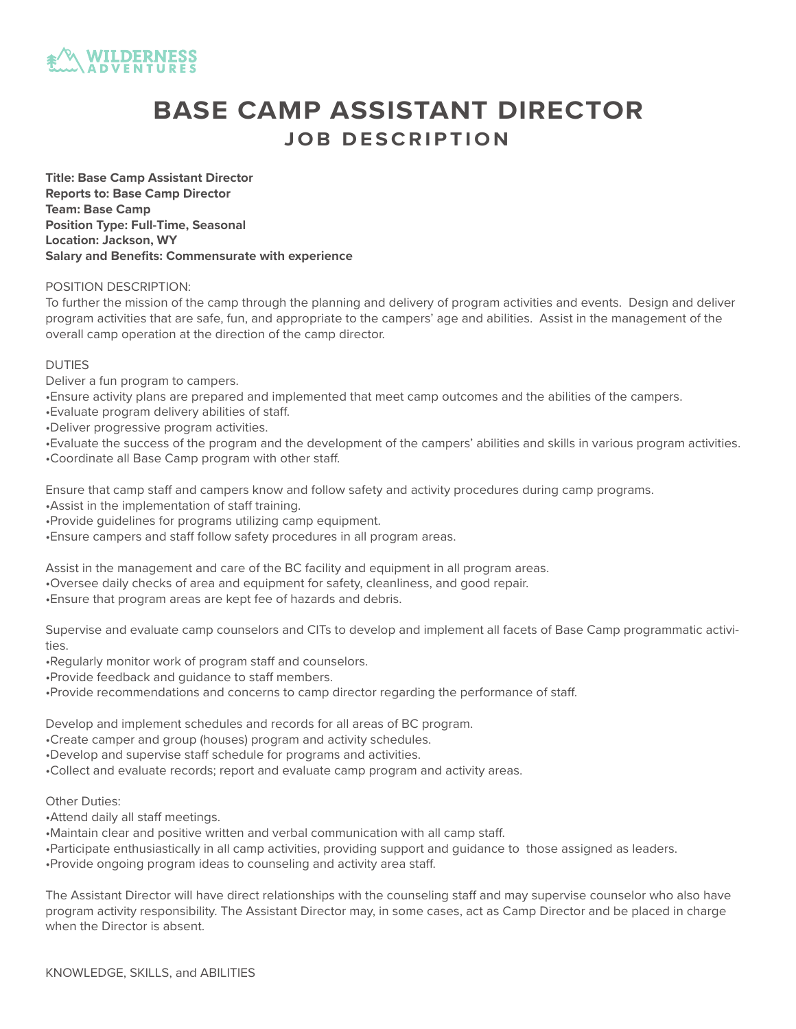WILDERNESS ADVENTURES

# BASE CAMP ASSISTANT DIRECTOR
## JOB DESCRIPTION

**Title: Base Camp Assistant Director**
**Reports to: Base Camp Director**
**Team: Base Camp**
**Position Type: Full-Time, Seasonal**
**Location: Jackson, WY**
**Salary and Benefits: Commensurate with experience**

POSITION DESCRIPTION:
To further the mission of the camp through the planning and delivery of program activities and events. Design and deliver program activities that are safe, fun, and appropriate to the campers' age and abilities. Assist in the management of the overall camp operation at the direction of the camp director.

DUTIES
Deliver a fun program to campers.
•Ensure activity plans are prepared and implemented that meet camp outcomes and the abilities of the campers.
•Evaluate program delivery abilities of staff.
•Deliver progressive program activities.
•Evaluate the success of the program and the development of the campers' abilities and skills in various program activities.
•Coordinate all Base Camp program with other staff.

Ensure that camp staff and campers know and follow safety and activity procedures during camp programs.
•Assist in the implementation of staff training.
•Provide guidelines for programs utilizing camp equipment.
•Ensure campers and staff follow safety procedures in all program areas.

Assist in the management and care of the BC facility and equipment in all program areas.
•Oversee daily checks of area and equipment for safety, cleanliness, and good repair.
•Ensure that program areas are kept fee of hazards and debris.

Supervise and evaluate camp counselors and CITs to develop and implement all facets of Base Camp programmatic activities.
•Regularly monitor work of program staff and counselors.
•Provide feedback and guidance to staff members.
•Provide recommendations and concerns to camp director regarding the performance of staff.

Develop and implement schedules and records for all areas of BC program.
•Create camper and group (houses) program and activity schedules.
•Develop and supervise staff schedule for programs and activities.
•Collect and evaluate records; report and evaluate camp program and activity areas.

Other Duties:
•Attend daily all staff meetings.
•Maintain clear and positive written and verbal communication with all camp staff.
•Participate enthusiastically in all camp activities, providing support and guidance to those assigned as leaders.
•Provide ongoing program ideas to counseling and activity area staff.

The Assistant Director will have direct relationships with the counseling staff and may supervise counselor who also have program activity responsibility. The Assistant Director may, in some cases, act as Camp Director and be placed in charge when the Director is absent.

KNOWLEDGE, SKILLS, and ABILITIES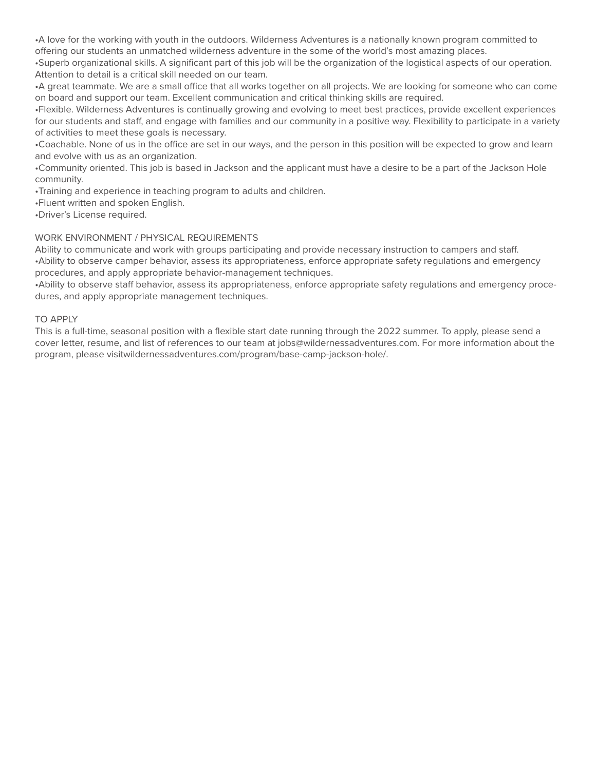•A love for the working with youth in the outdoors. Wilderness Adventures is a nationally known program committed to offering our students an unmatched wilderness adventure in the some of the world's most amazing places.

•Superb organizational skills. A significant part of this job will be the organization of the logistical aspects of our operation. Attention to detail is a critical skill needed on our team.

•A great teammate. We are a small office that all works together on all projects. We are looking for someone who can come on board and support our team. Excellent communication and critical thinking skills are required.

•Flexible. Wilderness Adventures is continually growing and evolving to meet best practices, provide excellent experiences for our students and staff, and engage with families and our community in a positive way. Flexibility to participate in a variety of activities to meet these goals is necessary.

•Coachable. None of us in the office are set in our ways, and the person in this position will be expected to grow and learn and evolve with us as an organization.

•Community oriented. This job is based in Jackson and the applicant must have a desire to be a part of the Jackson Hole community.

•Training and experience in teaching program to adults and children.

•Fluent written and spoken English.

•Driver's License required.

WORK ENVIRONMENT / PHYSICAL REQUIREMENTS

Ability to communicate and work with groups participating and provide necessary instruction to campers and staff.

•Ability to observe camper behavior, assess its appropriateness, enforce appropriate safety regulations and emergency procedures, and apply appropriate behavior-management techniques.

•Ability to observe staff behavior, assess its appropriateness, enforce appropriate safety regulations and emergency procedures, and apply appropriate management techniques.

TO APPLY

This is a full-time, seasonal position with a flexible start date running through the 2022 summer. To apply, please send a cover letter, resume, and list of references to our team at jobs@wildernessadventures.com. For more information about the program, please visitwildernessadventures.com/program/base-camp-jackson-hole/.